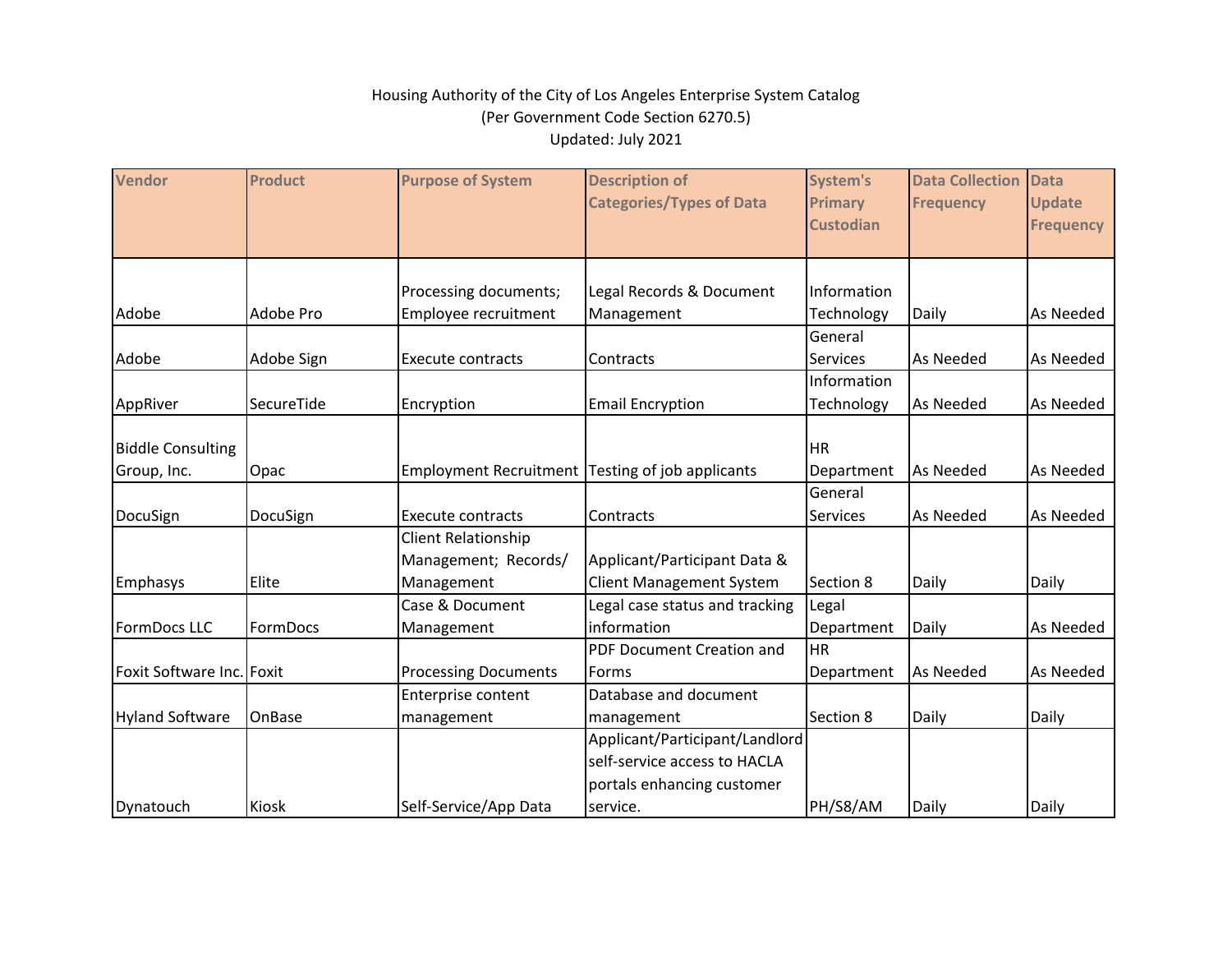Housing Authority of the City of Los Angeles Enterprise System Catalog
(Per Government Code Section 6270.5)
Updated: July 2021

| Vendor | Product | Purpose of System | Description of Categories/Types of Data | System's Primary Custodian | Data Collection Frequency | Data Update Frequency |
|---|---|---|---|---|---|---|
| Adobe | Adobe Pro | Processing documents; Employee recruitment | Legal Records & Document Management | Information Technology | Daily | As Needed |
| Adobe | Adobe Sign | Execute contracts | Contracts | General Services | As Needed | As Needed |
| AppRiver | SecureTide | Encryption | Email Encryption | Information Technology | As Needed | As Needed |
| Biddle Consulting Group, Inc. | Opac | Employment Recruitment | Testing of job applicants | HR Department | As Needed | As Needed |
| DocuSign | DocuSign | Execute contracts | Contracts | General Services | As Needed | As Needed |
| Emphasys | Elite | Client Relationship Management; Records/ Management | Applicant/Participant Data & Client Management System | Section 8 | Daily | Daily |
| FormDocs LLC | FormDocs | Case & Document Management | Legal case status and tracking information | Legal Department | Daily | As Needed |
| Foxit Software Inc. | Foxit | Processing Documents | PDF Document Creation and Forms | HR Department | As Needed | As Needed |
| Hyland Software | OnBase | Enterprise content management | Database and document management | Section 8 | Daily | Daily |
| Dynatouch | Kiosk | Self-Service/App Data | Applicant/Participant/Landlord self-service access to HACLA portals enhancing customer service. | PH/S8/AM | Daily | Daily |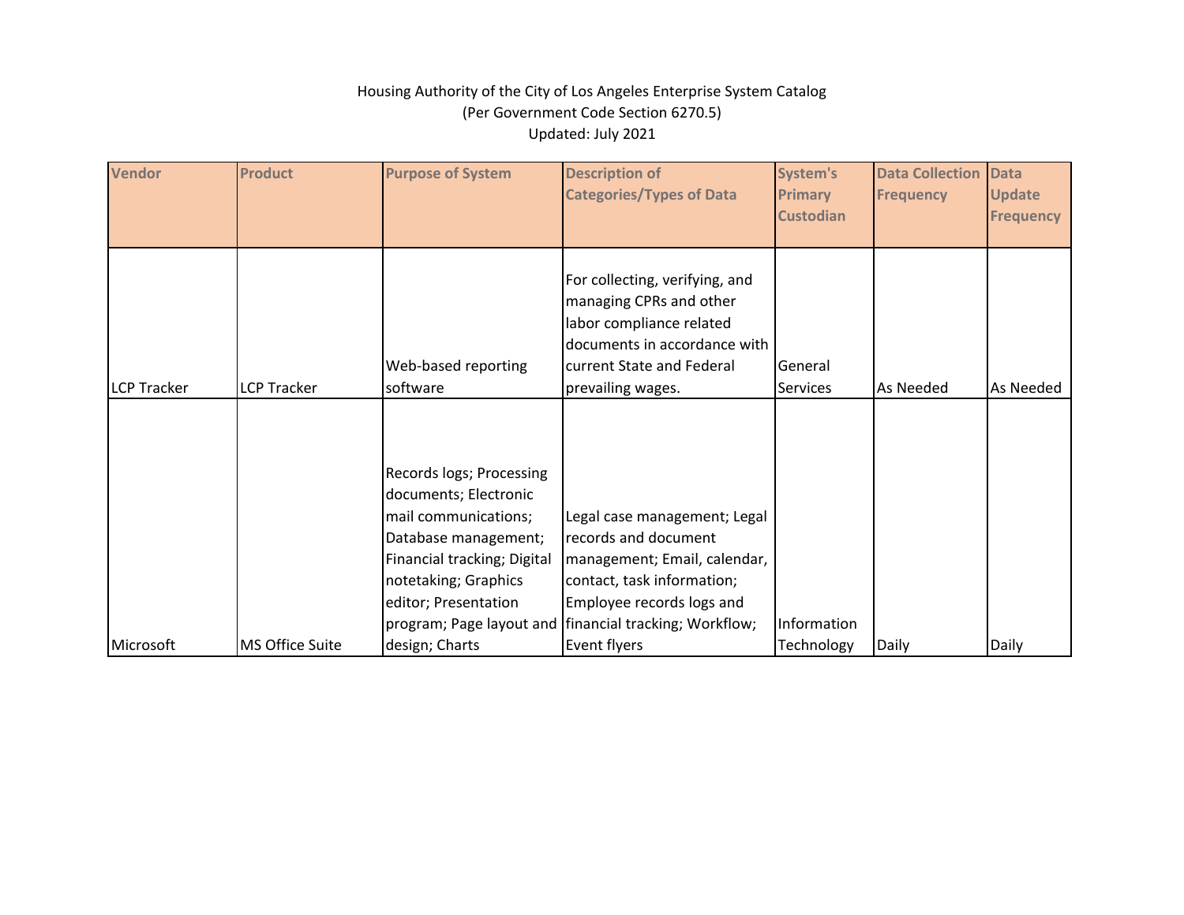Housing Authority of the City of Los Angeles Enterprise System Catalog
(Per Government Code Section 6270.5)
Updated: July 2021

| Vendor | Product | Purpose of System | Description of Categories/Types of Data | System's Primary Custodian | Data Collection Frequency | Data Update Frequency |
|---|---|---|---|---|---|---|
| LCP Tracker | LCP Tracker | Web-based reporting software | For collecting, verifying, and managing CPRs and other labor compliance related documents in accordance with current State and Federal prevailing wages. | General Services | As Needed | As Needed |
| Microsoft | MS Office Suite | Records logs; Processing documents; Electronic mail communications; Database management; Financial tracking; Digital notetaking; Graphics editor; Presentation program; Page layout and design; Charts | Legal case management; Legal records and document management; Email, calendar, contact, task information; Employee records logs and financial tracking; Workflow; Event flyers | Information Technology | Daily | Daily |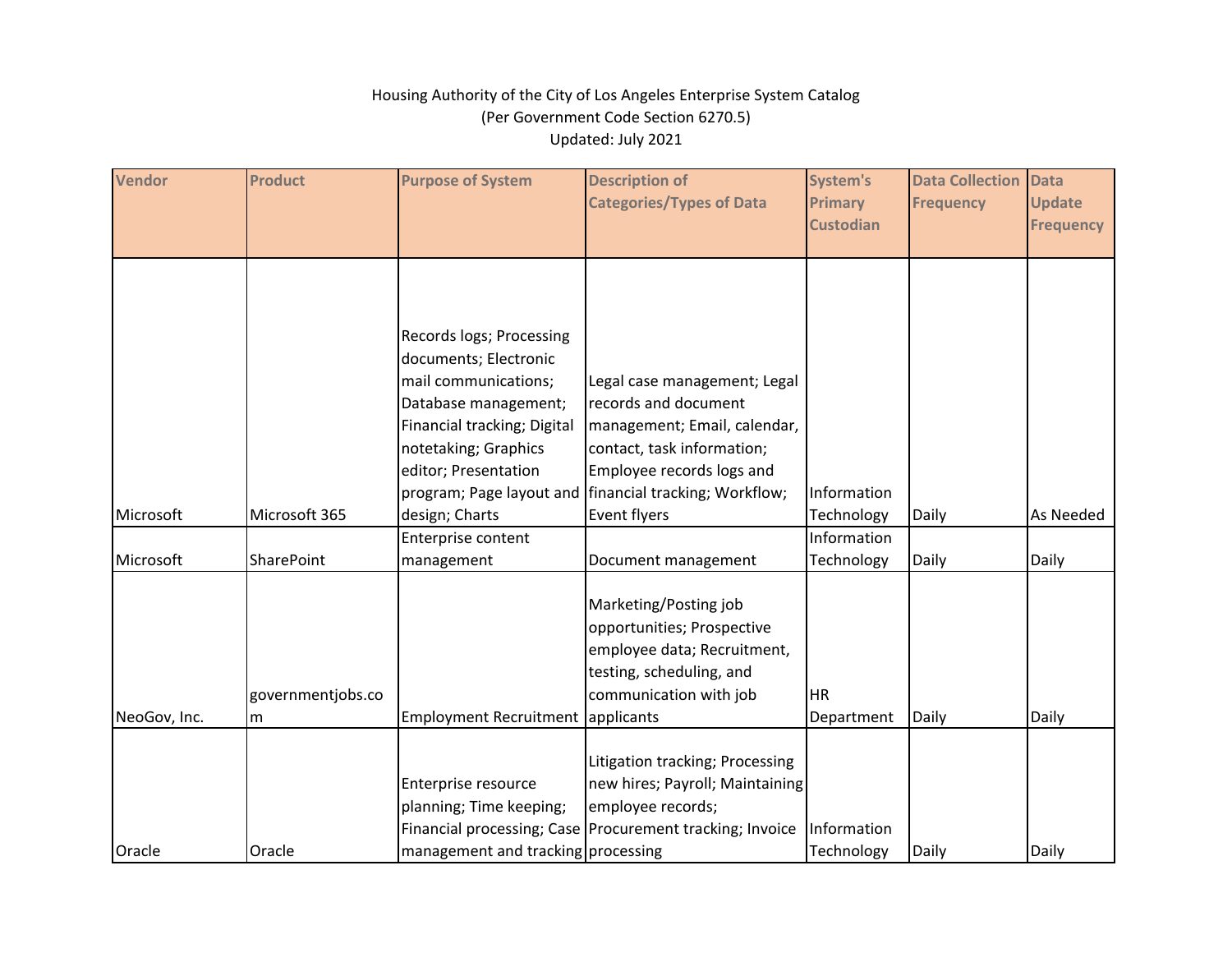Housing Authority of the City of Los Angeles Enterprise System Catalog
(Per Government Code Section 6270.5)
Updated: July 2021

| Vendor | Product | Purpose of System | Description of Categories/Types of Data | System's Primary Custodian | Data Collection Frequency | Data Update Frequency |
|---|---|---|---|---|---|---|
| Microsoft | Microsoft 365 | Records logs; Processing documents; Electronic mail communications; Database management; Financial tracking; Digital notetaking; Graphics editor; Presentation program; Page layout and design; Charts | Legal case management; Legal records and document management; Email, calendar, contact, task information; Employee records logs and financial tracking; Workflow; Event flyers | Information Technology | Daily | As Needed |
| Microsoft | SharePoint | Enterprise content management | Document management | Information Technology | Daily | Daily |
| NeoGov, Inc. | governmentjobs.com | Employment Recruitment | Marketing/Posting job opportunities; Prospective employee data; Recruitment, testing, scheduling, and communication with job applicants | HR Department | Daily | Daily |
| Oracle | Oracle | Enterprise resource planning; Time keeping; Financial processing; Case management and tracking | Litigation tracking; Processing new hires; Payroll; Maintaining employee records; Procurement tracking; Invoice processing | Information Technology | Daily | Daily |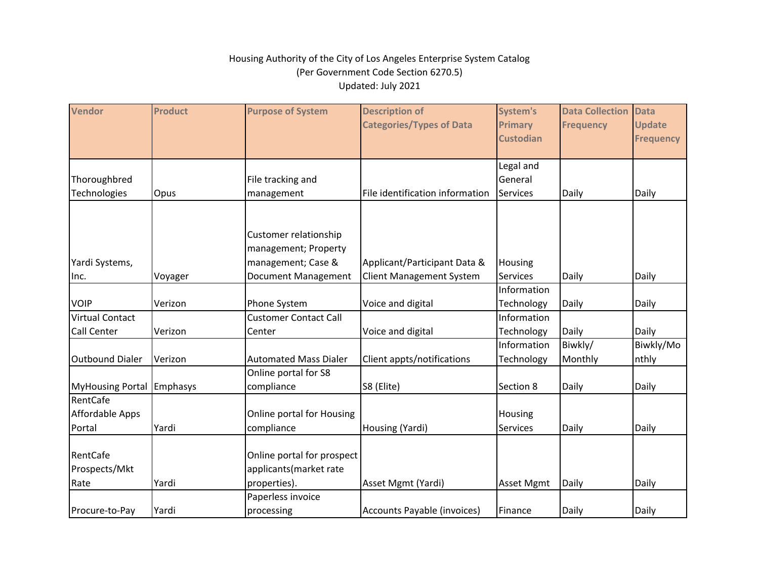Housing Authority of the City of Los Angeles Enterprise System Catalog
(Per Government Code Section 6270.5)
Updated: July 2021

| Vendor | Product | Purpose of System | Description of Categories/Types of Data | System's Primary Custodian | Data Collection Frequency | Data Update Frequency |
|---|---|---|---|---|---|---|
| Thoroughbred Technologies | Opus | File tracking and management | File identification information | Legal and General Services | Daily | Daily |
| Yardi Systems, Inc. | Voyager | Customer relationship management; Property management; Case & Document Management | Applicant/Participant Data & Client Management System | Housing Services | Daily | Daily |
| VOIP | Verizon | Phone System | Voice and digital | Information Technology | Daily | Daily |
| Virtual Contact Call Center | Verizon | Customer Contact Call Center | Voice and digital | Information Technology | Daily | Daily |
| Outbound Dialer | Verizon | Automated Mass Dialer | Client appts/notifications | Information Technology | Biwkly/ Monthly | Biwkly/Monthly |
| MyHousing Portal | Emphasys | Online portal for S8 compliance | S8 (Elite) | Section 8 | Daily | Daily |
| RentCafe Affordable Apps Portal | Yardi | Online portal for Housing compliance | Housing (Yardi) | Housing Services | Daily | Daily |
| RentCafe Prospects/Mkt Rate | Yardi | Online portal for prospect applicants(market rate properties). | Asset Mgmt (Yardi) | Asset Mgmt | Daily | Daily |
| Procure-to-Pay | Yardi | Paperless invoice processing | Accounts Payable (invoices) | Finance | Daily | Daily |